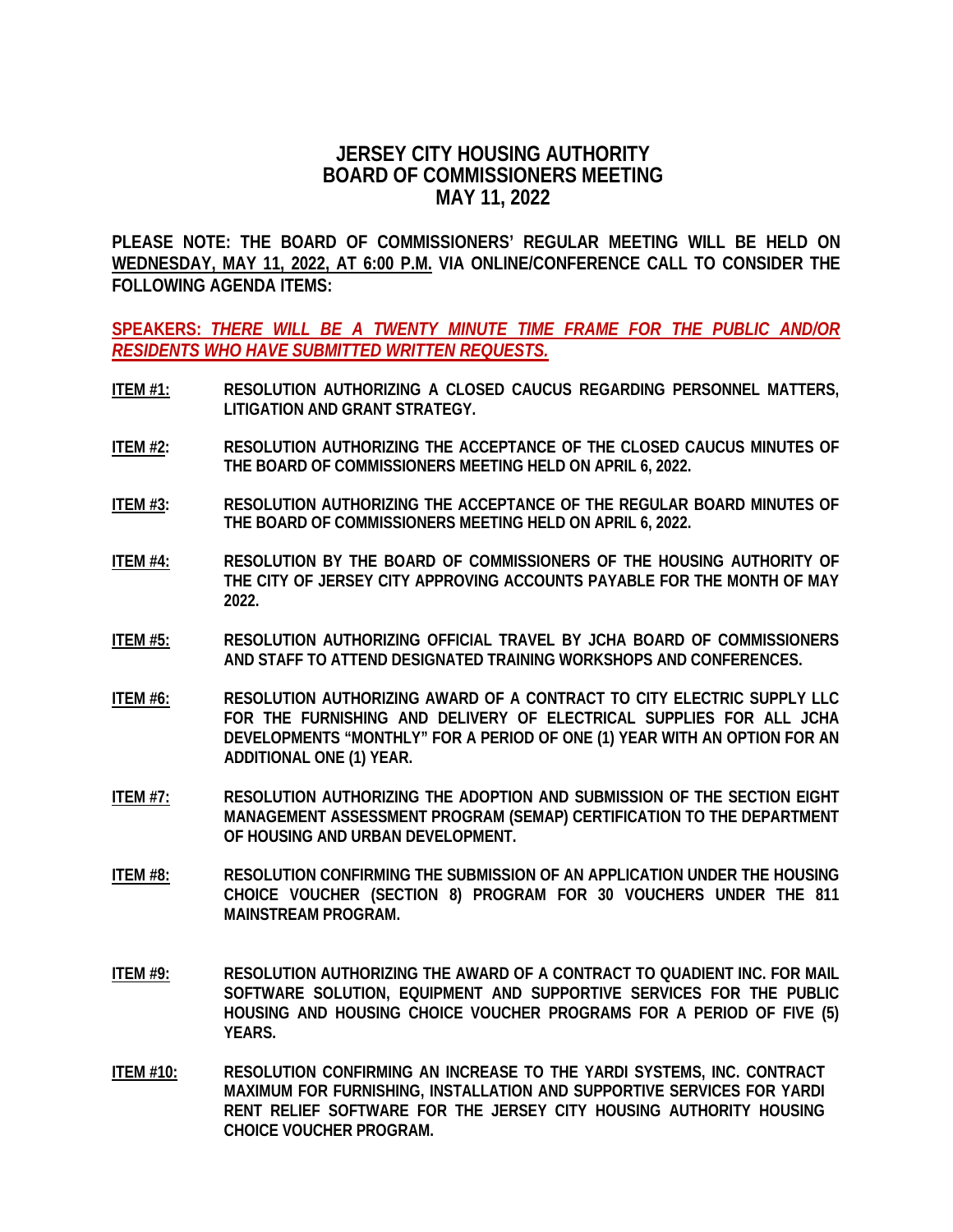# JERSEY CITY HOUSING AUTHORITY
# BOARD OF COMMISSIONERS MEETING
# MAY 11, 2022

**PLEASE NOTE: THE BOARD OF COMMISSIONERS' REGULAR MEETING WILL BE HELD ON <u>WEDNESDAY, MAY 11, 2022, AT 6:00 P.M.</u> VIA ONLINE/CONFERENCE CALL TO CONSIDER THE FOLLOWING AGENDA ITEMS:**

**<u>SPEAKERS: *THERE WILL BE A TWENTY MINUTE TIME FRAME FOR THE PUBLIC AND/OR RESIDENTS WHO HAVE SUBMITTED WRITTEN REQUESTS.*</u>**

**<u>ITEM #1:</u>** **RESOLUTION AUTHORIZING A CLOSED CAUCUS REGARDING PERSONNEL MATTERS, LITIGATION AND GRANT STRATEGY.**

**<u>ITEM #2</u>:** **RESOLUTION AUTHORIZING THE ACCEPTANCE OF THE CLOSED CAUCUS MINUTES OF THE BOARD OF COMMISSIONERS MEETING HELD ON APRIL 6, 2022.**

**<u>ITEM #3</u>:** **RESOLUTION AUTHORIZING THE ACCEPTANCE OF THE REGULAR BOARD MINUTES OF THE BOARD OF COMMISSIONERS MEETING HELD ON APRIL 6, 2022.**

**<u>ITEM #4:</u>** **RESOLUTION BY THE BOARD OF COMMISSIONERS OF THE HOUSING AUTHORITY OF THE CITY OF JERSEY CITY APPROVING ACCOUNTS PAYABLE FOR THE MONTH OF MAY 2022.**

**<u>ITEM #5:</u>** **RESOLUTION AUTHORIZING OFFICIAL TRAVEL BY JCHA BOARD OF COMMISSIONERS AND STAFF TO ATTEND DESIGNATED TRAINING WORKSHOPS AND CONFERENCES.**

**<u>ITEM #6:</u>** **RESOLUTION AUTHORIZING AWARD OF A CONTRACT TO CITY ELECTRIC SUPPLY LLC FOR THE FURNISHING AND DELIVERY OF ELECTRICAL SUPPLIES FOR ALL JCHA DEVELOPMENTS "MONTHLY" FOR A PERIOD OF ONE (1) YEAR WITH AN OPTION FOR AN ADDITIONAL ONE (1) YEAR.**

**<u>ITEM #7:</u>** **RESOLUTION AUTHORIZING THE ADOPTION AND SUBMISSION OF THE SECTION EIGHT MANAGEMENT ASSESSMENT PROGRAM (SEMAP) CERTIFICATION TO THE DEPARTMENT OF HOUSING AND URBAN DEVELOPMENT.**

**<u>ITEM #8:</u>** **RESOLUTION CONFIRMING THE SUBMISSION OF AN APPLICATION UNDER THE HOUSING CHOICE VOUCHER (SECTION 8) PROGRAM FOR 30 VOUCHERS UNDER THE 811 MAINSTREAM PROGRAM.**

**<u>ITEM #9:</u>** **RESOLUTION AUTHORIZING THE AWARD OF A CONTRACT TO QUADIENT INC. FOR MAIL SOFTWARE SOLUTION, EQUIPMENT AND SUPPORTIVE SERVICES FOR THE PUBLIC HOUSING AND HOUSING CHOICE VOUCHER PROGRAMS FOR A PERIOD OF FIVE (5) YEARS.**

**<u>ITEM #10:</u>** **RESOLUTION CONFIRMING AN INCREASE TO THE YARDI SYSTEMS, INC. CONTRACT MAXIMUM FOR FURNISHING, INSTALLATION AND SUPPORTIVE SERVICES FOR YARDI RENT RELIEF SOFTWARE FOR THE JERSEY CITY HOUSING AUTHORITY HOUSING CHOICE VOUCHER PROGRAM.**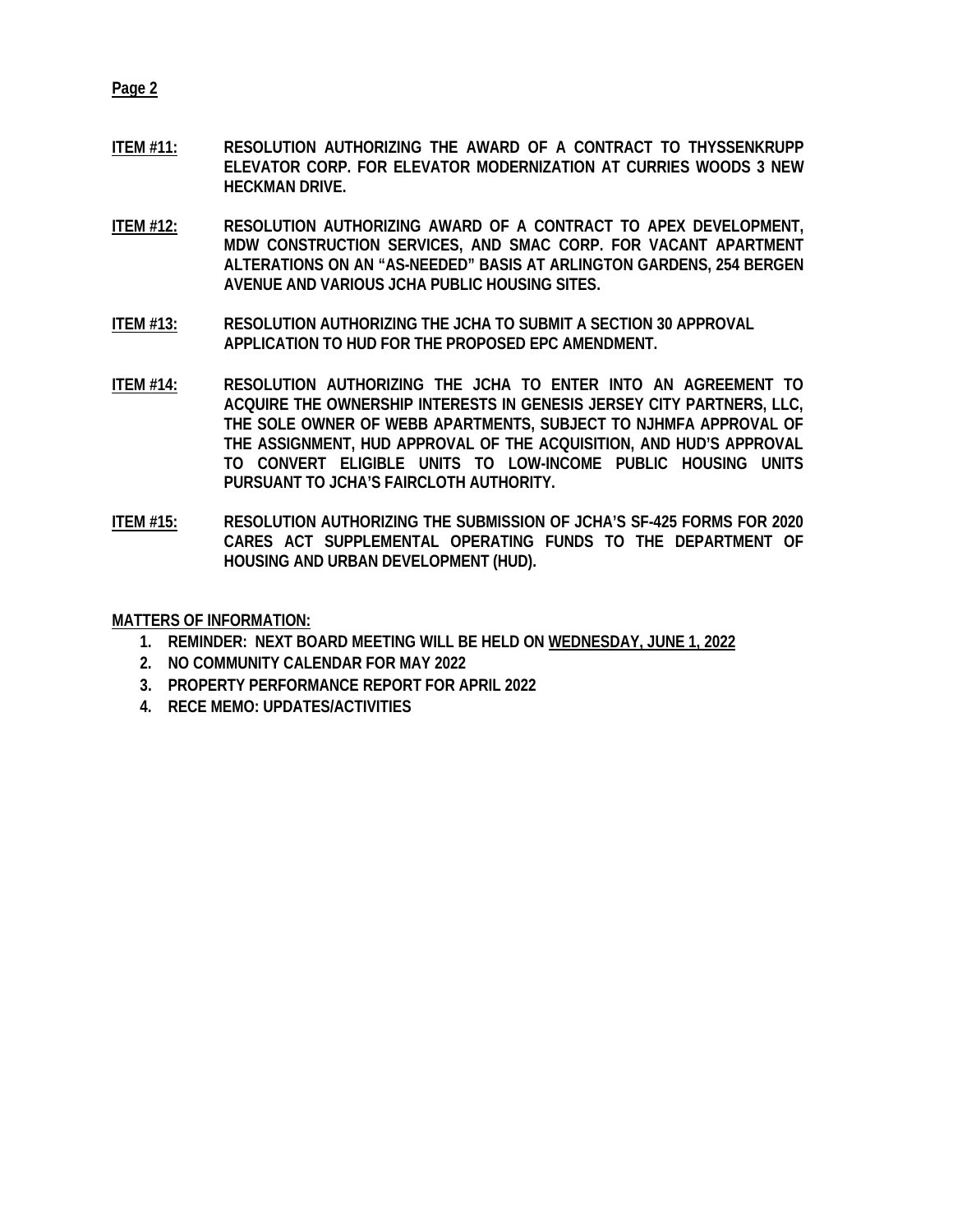**ITEM #11:** RESOLUTION AUTHORIZING THE AWARD OF A CONTRACT TO THYSSENKRUPP ELEVATOR CORP. FOR ELEVATOR MODERNIZATION AT CURRIES WOODS 3 NEW HECKMAN DRIVE.

**ITEM #12:** RESOLUTION AUTHORIZING AWARD OF A CONTRACT TO APEX DEVELOPMENT, MDW CONSTRUCTION SERVICES, AND SMAC CORP. FOR VACANT APARTMENT ALTERATIONS ON AN "AS-NEEDED" BASIS AT ARLINGTON GARDENS, 254 BERGEN AVENUE AND VARIOUS JCHA PUBLIC HOUSING SITES.

**ITEM #13:** RESOLUTION AUTHORIZING THE JCHA TO SUBMIT A SECTION 30 APPROVAL APPLICATION TO HUD FOR THE PROPOSED EPC AMENDMENT.

**ITEM #14:** RESOLUTION AUTHORIZING THE JCHA TO ENTER INTO AN AGREEMENT TO ACQUIRE THE OWNERSHIP INTERESTS IN GENESIS JERSEY CITY PARTNERS, LLC, THE SOLE OWNER OF WEBB APARTMENTS, SUBJECT TO NJHMFA APPROVAL OF THE ASSIGNMENT, HUD APPROVAL OF THE ACQUISITION, AND HUD'S APPROVAL TO CONVERT ELIGIBLE UNITS TO LOW-INCOME PUBLIC HOUSING UNITS PURSUANT TO JCHA'S FAIRCLOTH AUTHORITY.

**ITEM #15:** RESOLUTION AUTHORIZING THE SUBMISSION OF JCHA'S SF-425 FORMS FOR 2020 CARES ACT SUPPLEMENTAL OPERATING FUNDS TO THE DEPARTMENT OF HOUSING AND URBAN DEVELOPMENT (HUD).

**MATTERS OF INFORMATION:**

1. **REMINDER: NEXT BOARD MEETING WILL BE HELD ON WEDNESDAY, JUNE 1, 2022**
2. **NO COMMUNITY CALENDAR FOR MAY 2022**
3. **PROPERTY PERFORMANCE REPORT FOR APRIL 2022**
4. **RECE MEMO: UPDATES/ACTIVITIES**